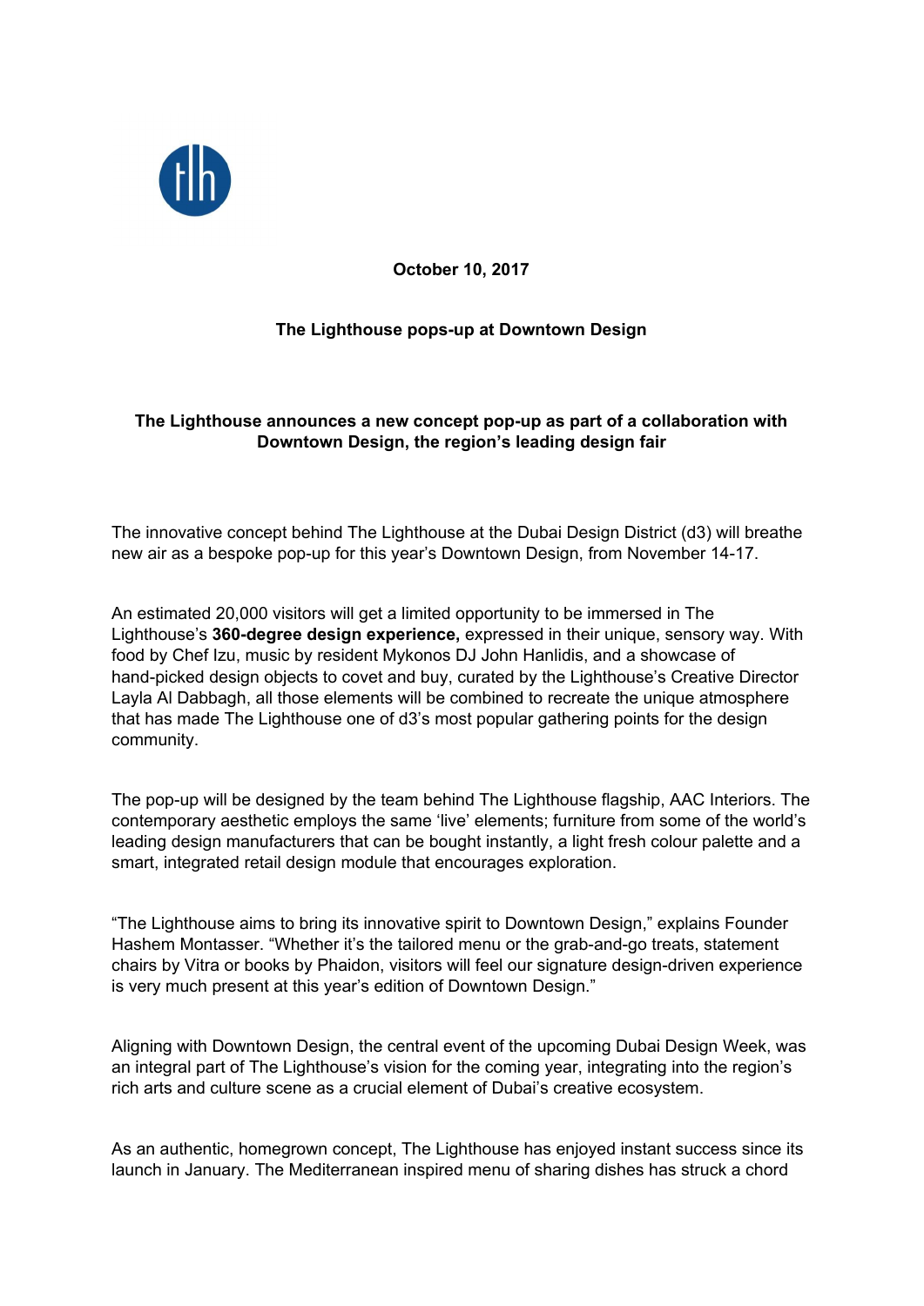**October 10, 2017**

# The Lighthouse pops-up at Downtown Design

## The Lighthouse announces a new concept pop-up as part of a collaboration with Downtown Design, the region's leading design fair

The innovative concept behind The Lighthouse at the Dubai Design District (d3) will breathe new air as a bespoke pop-up for this year's Downtown Design, from November 14-17.

An estimated 20,000 visitors will get a limited opportunity to be immersed in The Lighthouse's **360-degree design experience,** expressed in their unique, sensory way. With food by Chef Izu, music by resident Mykonos DJ John Hanlidis, and a showcase of hand-picked design objects to covet and buy, curated by the Lighthouse's Creative Director Layla Al Dabbagh, all those elements will be combined to recreate the unique atmosphere that has made The Lighthouse one of d3's most popular gathering points for the design community.

The pop-up will be designed by the team behind The Lighthouse flagship, AAC Interiors. The contemporary aesthetic employs the same 'live' elements; furniture from some of the world's leading design manufacturers that can be bought instantly, a light fresh colour palette and a smart, integrated retail design module that encourages exploration.

"The Lighthouse aims to bring its innovative spirit to Downtown Design," explains Founder Hashem Montasser. "Whether it's the tailored menu or the grab-and-go treats, statement chairs by Vitra or books by Phaidon, visitors will feel our signature design-driven experience is very much present at this year's edition of Downtown Design."

Aligning with Downtown Design, the central event of the upcoming Dubai Design Week, was an integral part of The Lighthouse's vision for the coming year, integrating into the region's rich arts and culture scene as a crucial element of Dubai's creative ecosystem.

As an authentic, homegrown concept, The Lighthouse has enjoyed instant success since its launch in January. The Mediterranean inspired menu of sharing dishes has struck a chord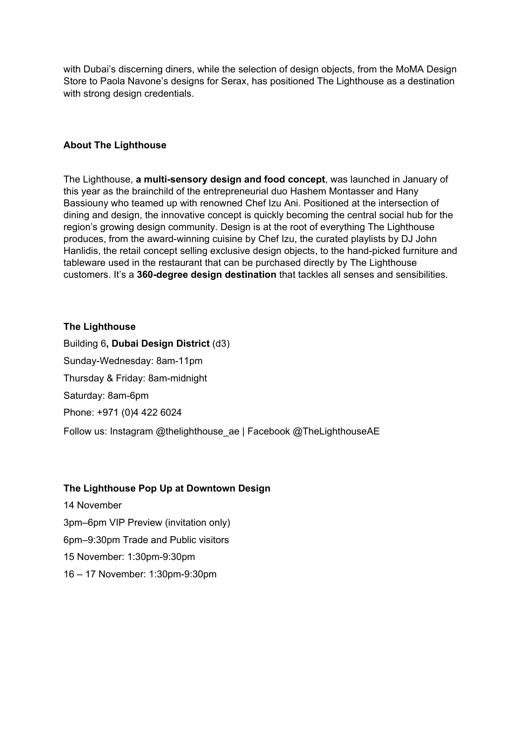with Dubai's discerning diners, while the selection of design objects, from the MoMA Design Store to Paola Navone's designs for Serax, has positioned The Lighthouse as a destination with strong design credentials.

**About The Lighthouse**

The Lighthouse, **a multi-sensory design and food concept**, was launched in January of this year as the brainchild of the entrepreneurial duo Hashem Montasser and Hany Bassiouny who teamed up with renowned Chef Izu Ani. Positioned at the intersection of dining and design, the innovative concept is quickly becoming the central social hub for the region's growing design community. Design is at the root of everything The Lighthouse produces, from the award-winning cuisine by Chef Izu, the curated playlists by DJ John Hanlidis, the retail concept selling exclusive design objects, to the hand-picked furniture and tableware used in the restaurant that can be purchased directly by The Lighthouse customers. It's a **360-degree design destination** that tackles all senses and sensibilities.

**The Lighthouse**

Building 6**, Dubai Design District** (d3)

Sunday-Wednesday: 8am-11pm

Thursday & Friday: 8am-midnight

Saturday: 8am-6pm

Phone: +971 (0)4 422 6024

Follow us: Instagram @thelighthouse_ae | Facebook @TheLighthouseAE

**The Lighthouse Pop Up at Downtown Design**

14 November

3pm–6pm VIP Preview (invitation only)

6pm–9:30pm Trade and Public visitors

15 November: 1:30pm-9:30pm

16 – 17 November: 1:30pm-9:30pm